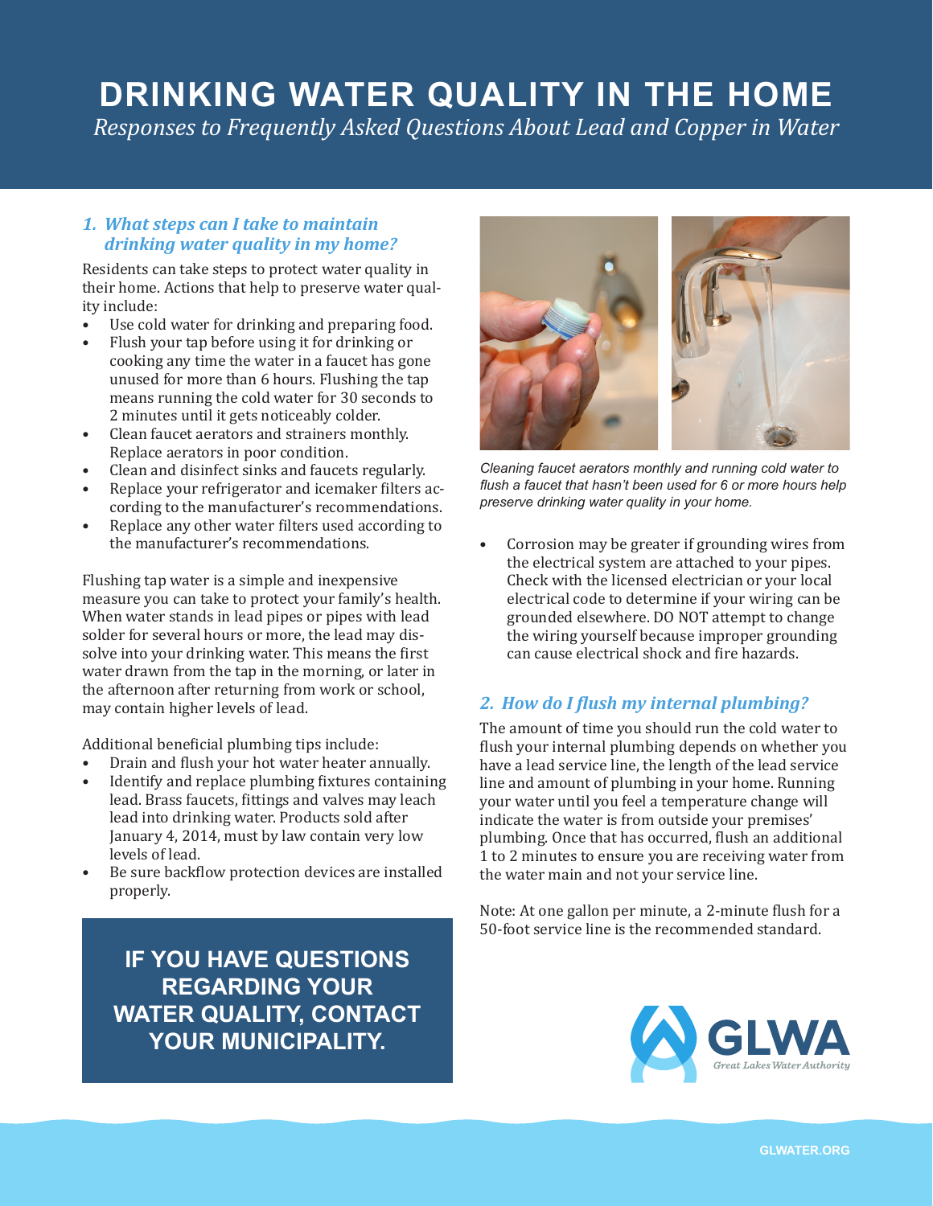# DRINKING WATER QUALITY IN THE HOME

*Responses to Frequently Asked Questions About Lead and Copper in Water*

## 1. What steps can I take to maintain drinking water quality in my home?

Residents can take steps to protect water quality in their home. Actions that help to preserve water quality include:

- Use cold water for drinking and preparing food.
- Flush your tap before using it for drinking or cooking any time the water in a faucet has gone unused for more than 6 hours. Flushing the tap means running the cold water for 30 seconds to 2 minutes until it gets noticeably colder.
- Clean faucet aerators and strainers monthly. Replace aerators in poor condition.
- Clean and disinfect sinks and faucets regularly.
- Replace your refrigerator and icemaker filters according to the manufacturer's recommendations.
- Replace any other water filters used according to the manufacturer's recommendations.

Flushing tap water is a simple and inexpensive measure you can take to protect your family's health. When water stands in lead pipes or pipes with lead solder for several hours or more, the lead may dissolve into your drinking water. This means the first water drawn from the tap in the morning, or later in the afternoon after returning from work or school, may contain higher levels of lead.

Additional beneficial plumbing tips include:

- Drain and flush your hot water heater annually.
- Identify and replace plumbing fixtures containing lead. Brass faucets, fittings and valves may leach lead into drinking water. Products sold after January 4, 2014, must by law contain very low levels of lead.
- Be sure backflow protection devices are installed properly.

**IF YOU HAVE QUESTIONS REGARDING YOUR WATER QUALITY, CONTACT YOUR MUNICIPALITY.**

*Cleaning faucet aerators monthly and running cold water to flush a faucet that hasn't been used for 6 or more hours help preserve drinking water quality in your home.*

- Corrosion may be greater if grounding wires from the electrical system are attached to your pipes. Check with the licensed electrician or your local electrical code to determine if your wiring can be grounded elsewhere. DO NOT attempt to change the wiring yourself because improper grounding can cause electrical shock and fire hazards.

## 2. How do I flush my internal plumbing?

The amount of time you should run the cold water to flush your internal plumbing depends on whether you have a lead service line, the length of the lead service line and amount of plumbing in your home. Running your water until you feel a temperature change will indicate the water is from outside your premises' plumbing. Once that has occurred, flush an additional 1 to 2 minutes to ensure you are receiving water from the water main and not your service line.

Note: At one gallon per minute, a 2-minute flush for a 50-foot service line is the recommended standard.

GLWA
Great Lakes Water Authority

GLWATER.ORG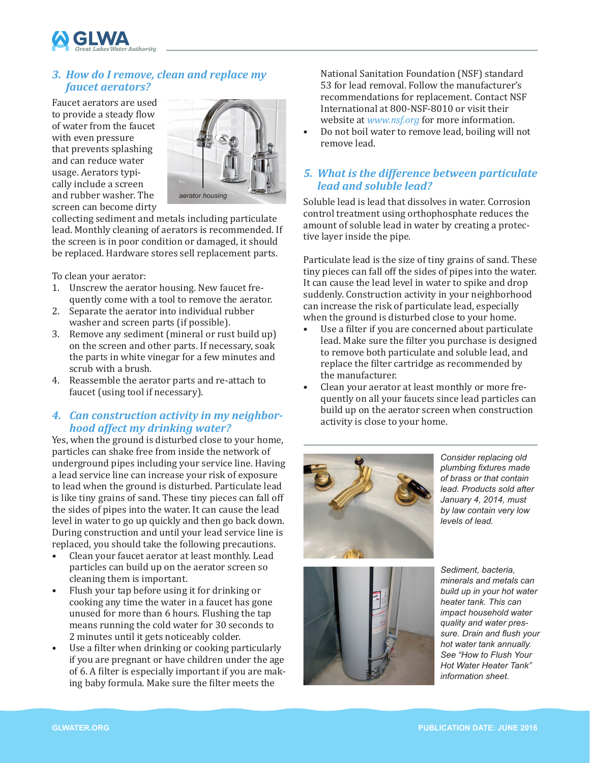### 3. How do I remove, clean and replace my faucet aerators?

Faucet aerators are used to provide a steady flow of water from the faucet with even pressure that prevents splashing and can reduce water usage. Aerators typically include a screen and rubber washer. The screen can become dirty collecting sediment and metals including particulate lead. Monthly cleaning of aerators is recommended. If the screen is in poor condition or damaged, it should be replaced. Hardware stores sell replacement parts.

aerator housing

To clean your aerator:

1. Unscrew the aerator housing. New faucet frequently come with a tool to remove the aerator.
2. Separate the aerator into individual rubber washer and screen parts (if possible).
3. Remove any sediment (mineral or rust build up) on the screen and other parts. If necessary, soak the parts in white vinegar for a few minutes and scrub with a brush.
4. Reassemble the aerator parts and re-attach to faucet (using tool if necessary).

### 4. Can construction activity in my neighborhood affect my drinking water?

Yes, when the ground is disturbed close to your home, particles can shake free from inside the network of underground pipes including your service line. Having a lead service line can increase your risk of exposure to lead when the ground is disturbed. Particulate lead is like tiny grains of sand. These tiny pieces can fall off the sides of pipes into the water. It can cause the lead level in water to go up quickly and then go back down. During construction and until your lead service line is replaced, you should take the following precautions.

- Clean your faucet aerator at least monthly. Lead particles can build up on the aerator screen so cleaning them is important.
- Flush your tap before using it for drinking or cooking any time the water in a faucet has gone unused for more than 6 hours. Flushing the tap means running the cold water for 30 seconds to 2 minutes until it gets noticeably colder.
- Use a filter when drinking or cooking particularly if you are pregnant or have children under the age of 6. A filter is especially important if you are making baby formula. Make sure the filter meets the National Sanitation Foundation (NSF) standard 53 for lead removal. Follow the manufacturer's recommendations for replacement. Contact NSF International at 800-NSF-8010 or visit their website at *www.nsf.org* for more information.
- Do not boil water to remove lead, boiling will not remove lead.

### 5. What is the difference between particulate lead and soluble lead?

Soluble lead is lead that dissolves in water. Corrosion control treatment using orthophosphate reduces the amount of soluble lead in water by creating a protective layer inside the pipe.

Particulate lead is the size of tiny grains of sand. These tiny pieces can fall off the sides of pipes into the water. It can cause the lead level in water to spike and drop suddenly. Construction activity in your neighborhood can increase the risk of particulate lead, especially when the ground is disturbed close to your home.

- Use a filter if you are concerned about particulate lead. Make sure the filter you purchase is designed to remove both particulate and soluble lead, and replace the filter cartridge as recommended by the manufacturer.
- Clean your aerator at least monthly or more frequently on all your faucets since lead particles can build up on the aerator screen when construction activity is close to your home.

*Consider replacing old plumbing fixtures made of brass or that contain lead. Products sold after January 4, 2014, must by law contain very low levels of lead.*

*Sediment, bacteria, minerals and metals can build up in your hot water heater tank. This can impact household water quality and water pressure. Drain and flush your hot water tank annually. See "How to Flush Your Hot Water Heater Tank" information sheet.*